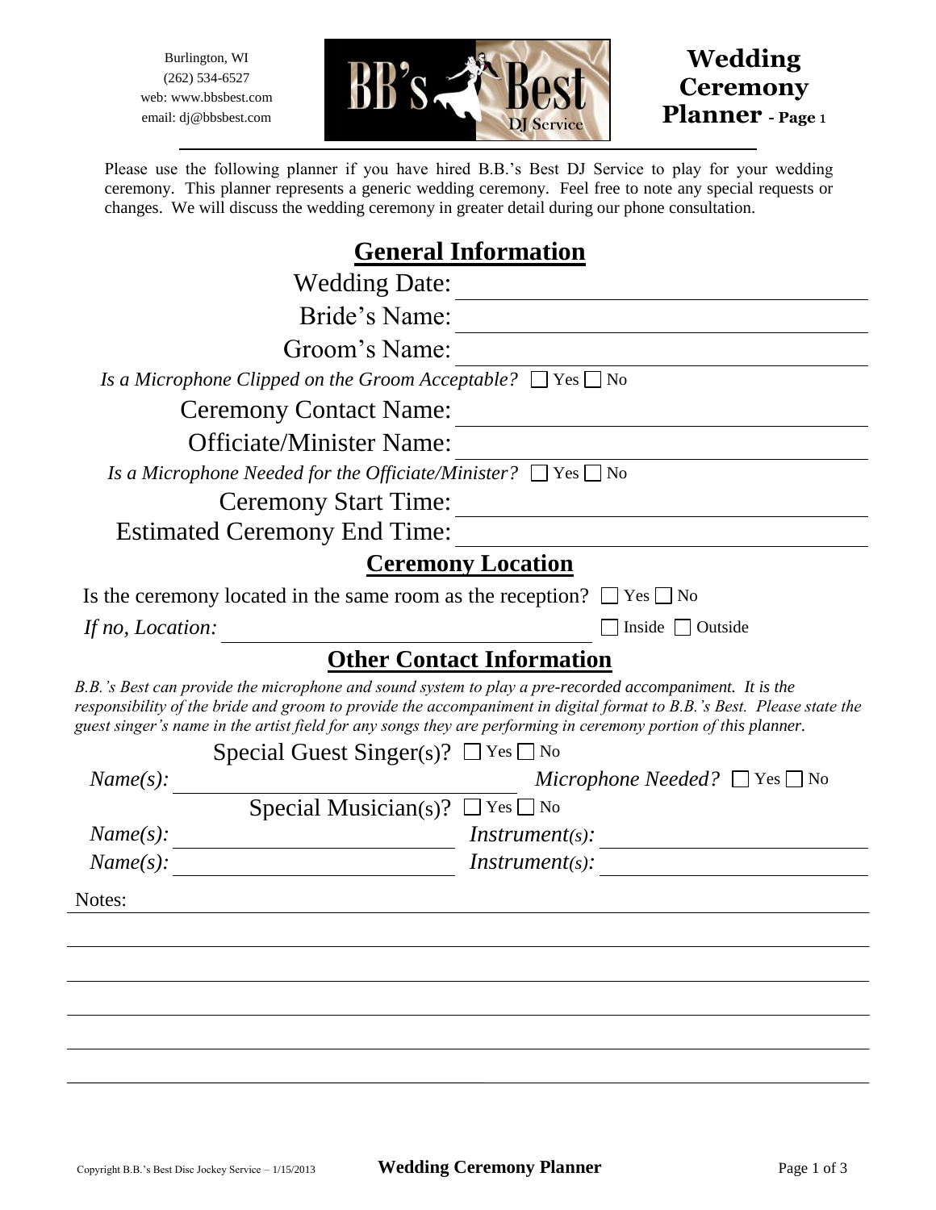Burlington, WI
(262) 534-6527
web: www.bbsbest.com
email: dj@bbsbest.com

BB's Best DJ Service

# Wedding Ceremony Planner - Page 1

Please use the following planner if you have hired B.B.'s Best DJ Service to play for your wedding ceremony. This planner represents a generic wedding ceremony. Feel free to note any special requests or changes. We will discuss the wedding ceremony in greater detail during our phone consultation.

## General Information

Wedding Date: ______________________________

Bride's Name: ______________________________

Groom's Name: ______________________________

*Is a Microphone Clipped on the Groom Acceptable?* ☐ Yes ☐ No

Ceremony Contact Name: ______________________________

Officiate/Minister Name: ______________________________

*Is a Microphone Needed for the Officiate/Minister?* ☐ Yes ☐ No

Ceremony Start Time: ______________________________

Estimated Ceremony End Time: ______________________________

## Ceremony Location

Is the ceremony located in the same room as the reception? ☐ Yes ☐ No

*If no, Location:* ______________________________ ☐ Inside ☐ Outside

## Other Contact Information

*B.B.'s Best can provide the microphone and sound system to play a pre-recorded accompaniment. It is the responsibility of the bride and groom to provide the accompaniment in digital format to B.B.'s Best. Please state the guest singer's name in the artist field for any songs they are performing in ceremony portion of this planner.*

Special Guest Singer(s)? ☐ Yes ☐ No

*Name(s):* ______________________________ *Microphone Needed?* ☐ Yes ☐ No

Special Musician(s)? ☐ Yes ☐ No

*Name(s):* ______________________________ *Instrument(s):* ______________________________

*Name(s):* ______________________________ *Instrument(s):* ______________________________

Notes:

Copyright B.B.'s Best Disc Jockey Service – 1/15/2013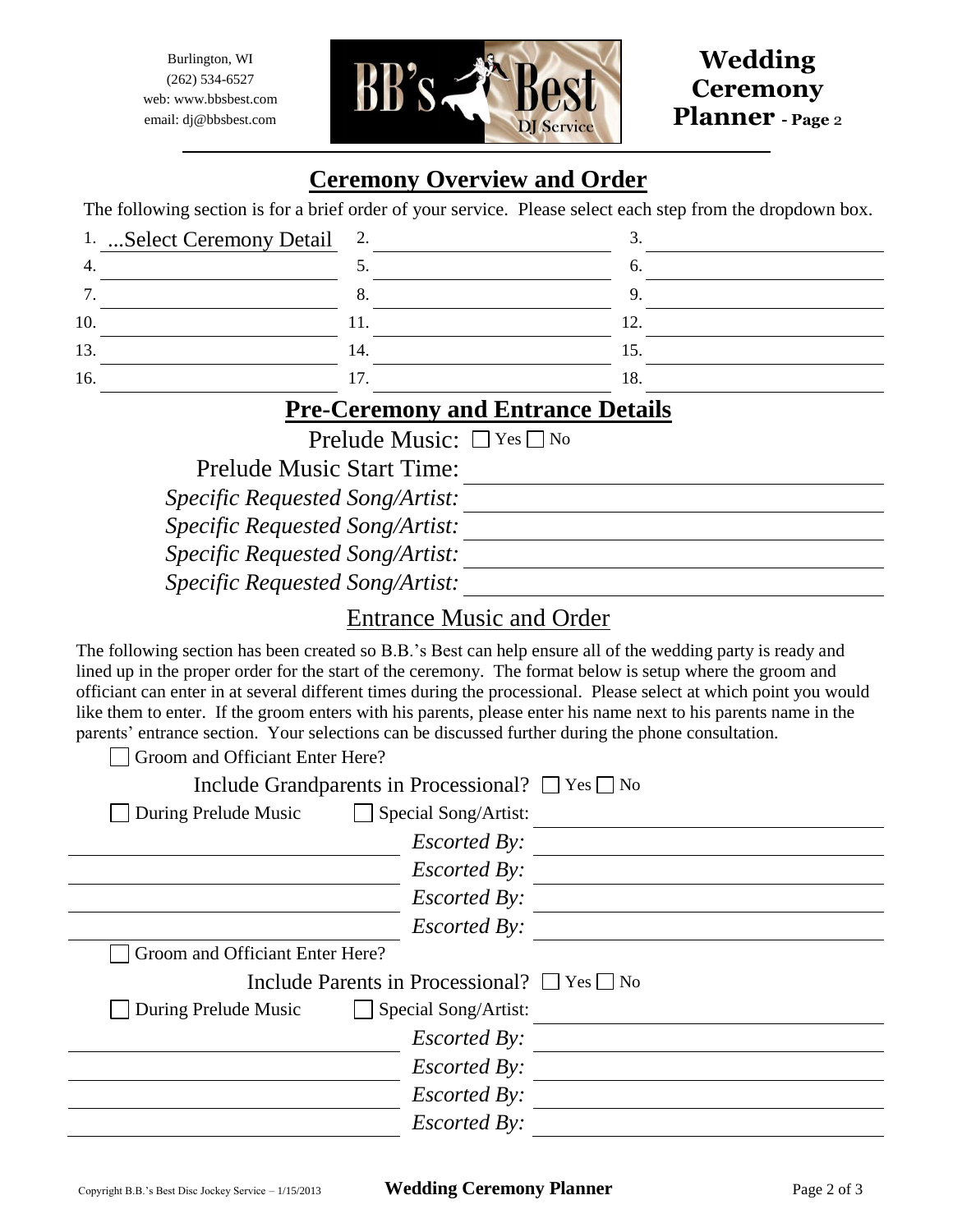Burlington, WI
(262) 534-6527
web: www.bbsbest.com
email: dj@bbsbest.com

BB's Best DJ Service

**Wedding Ceremony Planner - Page 2**

## Ceremony Overview and Order

The following section is for a brief order of your service. Please select each step from the dropdown box.

| | | |
|---|---|---|
| 1. ...Select Ceremony Detail | 2. ______ | 3. ______ |
| 4. ______ | 5. ______ | 6. ______ |
| 7. ______ | 8. ______ | 9. ______ |
| 10. ______ | 11. ______ | 12. ______ |
| 13. ______ | 14. ______ | 15. ______ |
| 16. ______ | 17. ______ | 18. ______ |

## Pre-Ceremony and Entrance Details

Prelude Music: ☐ Yes ☐ No

Prelude Music Start Time: ______

*Specific Requested Song/Artist:* ______

*Specific Requested Song/Artist:* ______

*Specific Requested Song/Artist:* ______

*Specific Requested Song/Artist:* ______

### Entrance Music and Order

The following section has been created so B.B.'s Best can help ensure all of the wedding party is ready and lined up in the proper order for the start of the ceremony. The format below is setup where the groom and officiant can enter in at several different times during the processional. Please select at which point you would like them to enter. If the groom enters with his parents, please enter his name next to his parents name in the parents' entrance section. Your selections can be discussed further during the phone consultation.

☐ Groom and Officiant Enter Here?

Include Grandparents in Processional? ☐ Yes ☐ No

☐ During Prelude Music ☐ Special Song/Artist: ______

______ *Escorted By:* ______

______ *Escorted By:* ______

______ *Escorted By:* ______

______ *Escorted By:* ______

☐ Groom and Officiant Enter Here?

Include Parents in Processional? ☐ Yes ☐ No

☐ During Prelude Music ☐ Special Song/Artist: ______

______ *Escorted By:* ______

______ *Escorted By:* ______

______ *Escorted By:* ______

______ *Escorted By:* ______

Copyright B.B.'s Best Disc Jockey Service – 1/15/2013 **Wedding Ceremony Planner**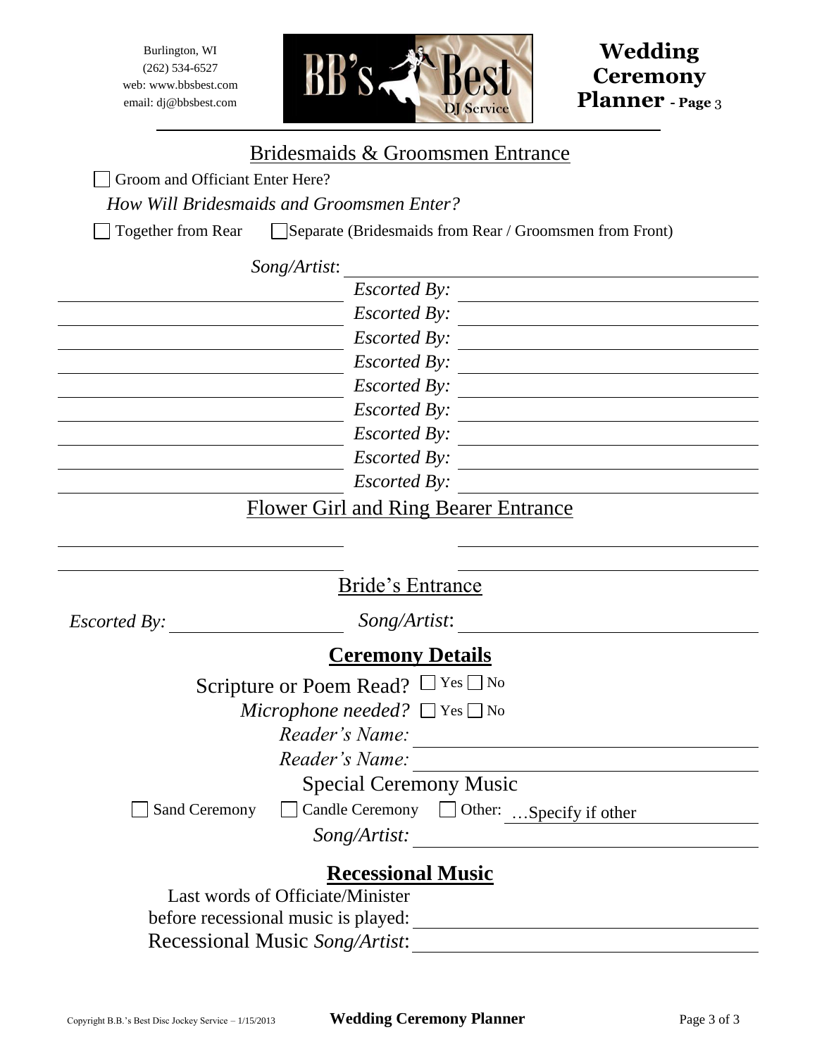Burlington, WI
(262) 534-6527
web: www.bbsbest.com
email: dj@bbsbest.com

# Wedding Ceremony Planner - Page 3

## Bridesmaids & Groomsmen Entrance

☐ Groom and Officiant Enter Here?

*How Will Bridesmaids and Groomsmen Enter?*

☐ Together from Rear ☐ Separate (Bridesmaids from Rear / Groomsmen from Front)

*Song/Artist*: ______________________________

______________________ *Escorted By:* ______________________
______________________ *Escorted By:* ______________________
______________________ *Escorted By:* ______________________
______________________ *Escorted By:* ______________________
______________________ *Escorted By:* ______________________
______________________ *Escorted By:* ______________________
______________________ *Escorted By:* ______________________
______________________ *Escorted By:* ______________________
______________________ *Escorted By:* ______________________

## Flower Girl and Ring Bearer Entrance

______________________ ______________________
______________________ ______________________

## Bride's Entrance

*Escorted By:* ______________________ *Song/Artist*: ______________________

## Ceremony Details

Scripture or Poem Read? ☐ Yes ☐ No

*Microphone needed?* ☐ Yes ☐ No

*Reader's Name:* ______________________

*Reader's Name:* ______________________

Special Ceremony Music

☐ Sand Ceremony ☐ Candle Ceremony ☐ Other: …Specify if other

*Song/Artist:* ______________________

## Recessional Music

Last words of Officiate/Minister before recessional music is played: ______________________

Recessional Music *Song/Artist*: ______________________

Copyright B.B.'s Best Disc Jockey Service – 1/15/2013 **Wedding Ceremony Planner**